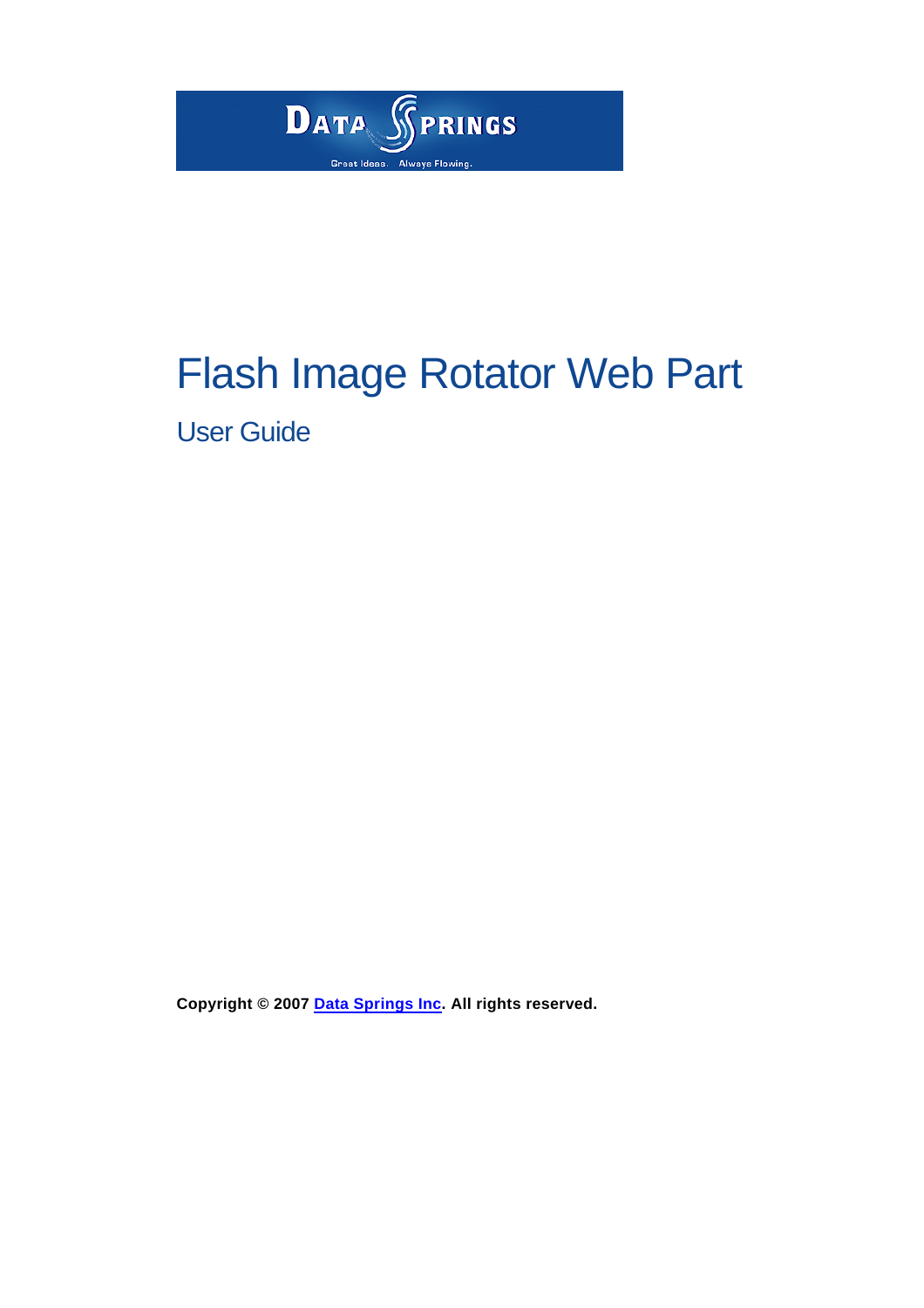# Flash Image Rotator Web Part

## User Guide

**Copyright © 2007 Data Springs Inc. All rights reserved.**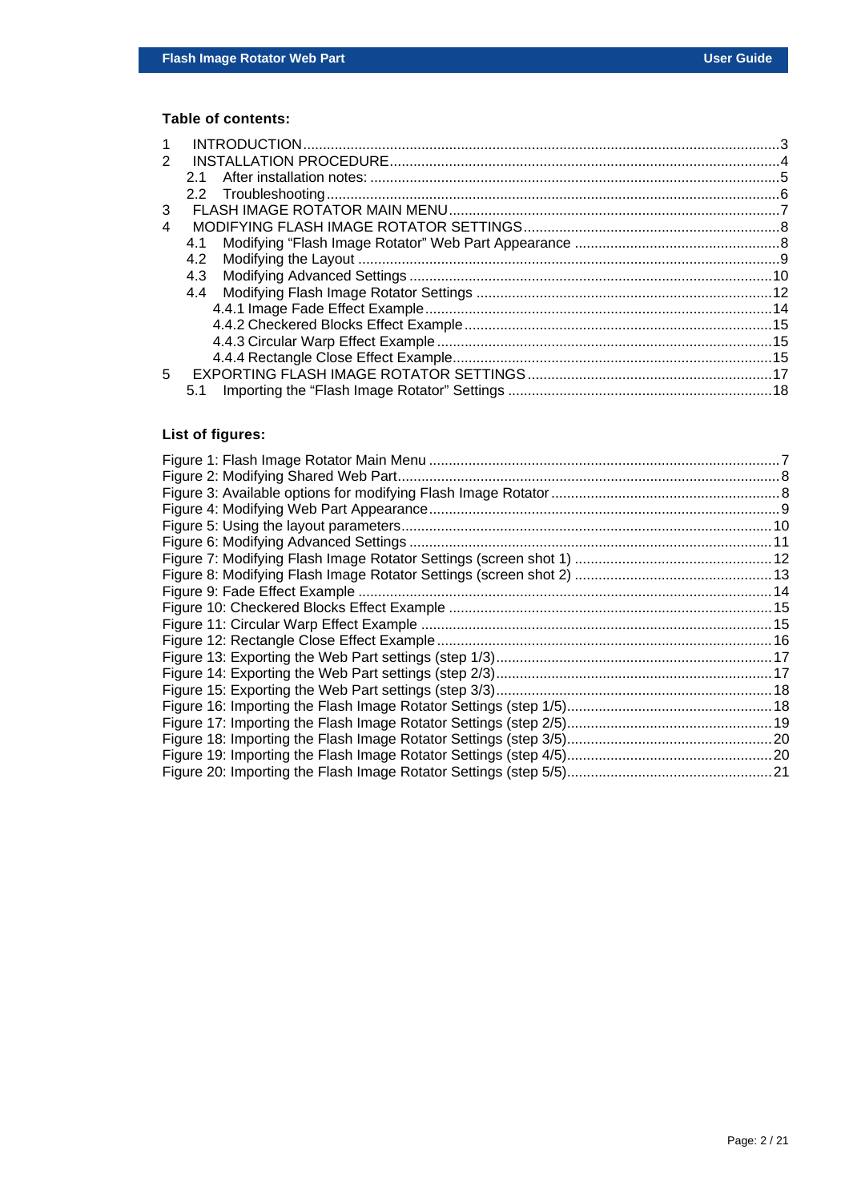**Table of contents:**

1 INTRODUCTION ..... 3
2 INSTALLATION PROCEDURE ..... 4
  2.1 After installation notes: ..... 5
  2.2 Troubleshooting ..... 6
3 FLASH IMAGE ROTATOR MAIN MENU ..... 7
4 MODIFYING FLASH IMAGE ROTATOR SETTINGS ..... 8
  4.1 Modifying “Flash Image Rotator” Web Part Appearance ..... 8
  4.2 Modifying the Layout ..... 9
  4.3 Modifying Advanced Settings ..... 10
  4.4 Modifying Flash Image Rotator Settings ..... 12
    4.4.1 Image Fade Effect Example ..... 14
    4.4.2 Checkered Blocks Effect Example ..... 15
    4.4.3 Circular Warp Effect Example ..... 15
    4.4.4 Rectangle Close Effect Example ..... 15
5 EXPORTING FLASH IMAGE ROTATOR SETTINGS ..... 17
  5.1 Importing the “Flash Image Rotator” Settings ..... 18

**List of figures:**

Figure 1: Flash Image Rotator Main Menu ..... 7
Figure 2: Modifying Shared Web Part ..... 8
Figure 3: Available options for modifying Flash Image Rotator ..... 8
Figure 4: Modifying Web Part Appearance ..... 9
Figure 5: Using the layout parameters ..... 10
Figure 6: Modifying Advanced Settings ..... 11
Figure 7: Modifying Flash Image Rotator Settings (screen shot 1) ..... 12
Figure 8: Modifying Flash Image Rotator Settings (screen shot 2) ..... 13
Figure 9: Fade Effect Example ..... 14
Figure 10: Checkered Blocks Effect Example ..... 15
Figure 11: Circular Warp Effect Example ..... 15
Figure 12: Rectangle Close Effect Example ..... 16
Figure 13: Exporting the Web Part settings (step 1/3) ..... 17
Figure 14: Exporting the Web Part settings (step 2/3) ..... 17
Figure 15: Exporting the Web Part settings (step 3/3) ..... 18
Figure 16: Importing the Flash Image Rotator Settings (step 1/5) ..... 18
Figure 17: Importing the Flash Image Rotator Settings (step 2/5) ..... 19
Figure 18: Importing the Flash Image Rotator Settings (step 3/5) ..... 20
Figure 19: Importing the Flash Image Rotator Settings (step 4/5) ..... 20
Figure 20: Importing the Flash Image Rotator Settings (step 5/5) ..... 21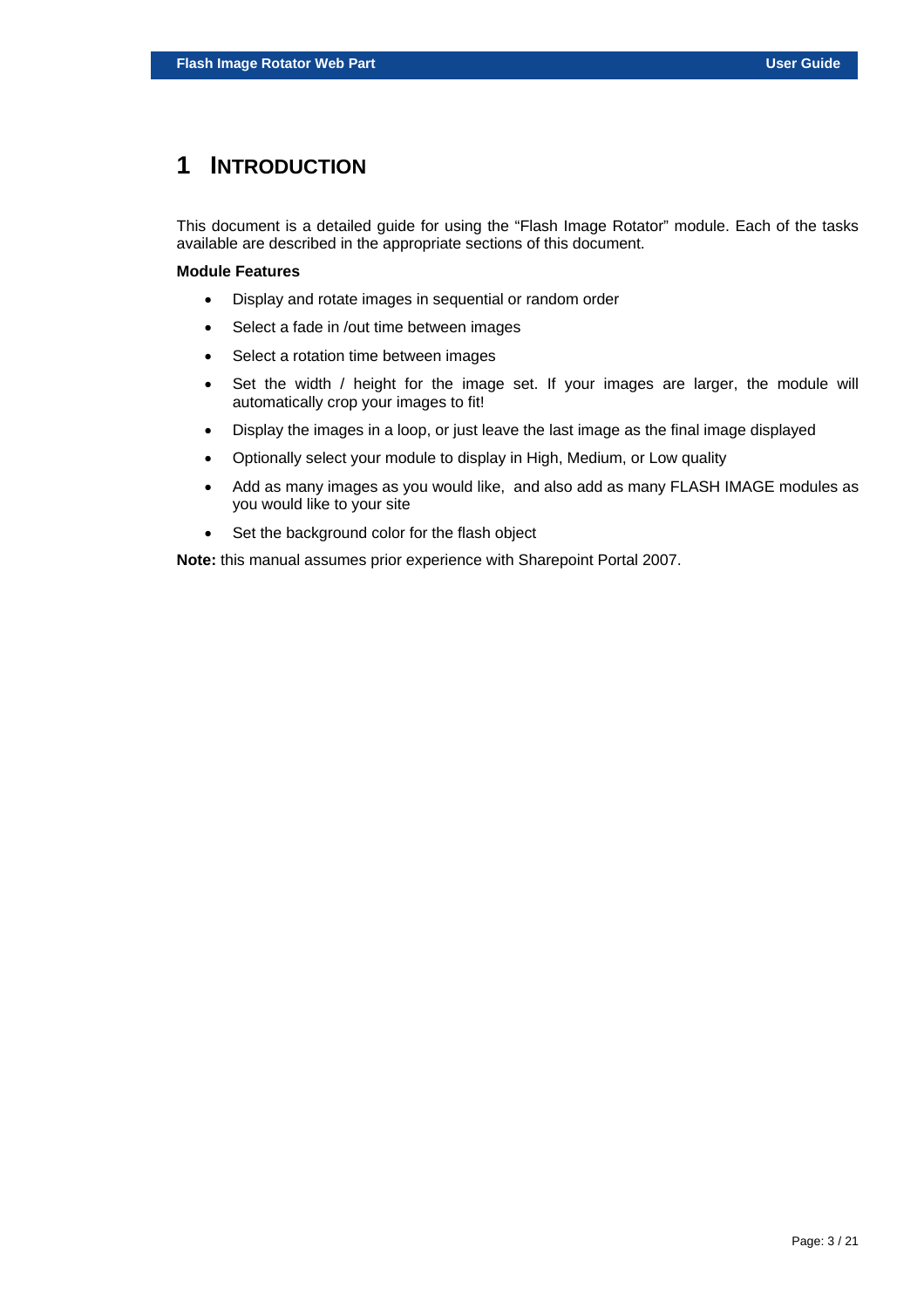# 1 INTRODUCTION

This document is a detailed guide for using the “Flash Image Rotator” module. Each of the tasks available are described in the appropriate sections of this document.

**Module Features**

- Display and rotate images in sequential or random order
- Select a fade in /out time between images
- Select a rotation time between images
- Set the width / height for the image set. If your images are larger, the module will automatically crop your images to fit!
- Display the images in a loop, or just leave the last image as the final image displayed
- Optionally select your module to display in High, Medium, or Low quality
- Add as many images as you would like, and also add as many FLASH IMAGE modules as you would like to your site
- Set the background color for the flash object

**Note:** this manual assumes prior experience with Sharepoint Portal 2007.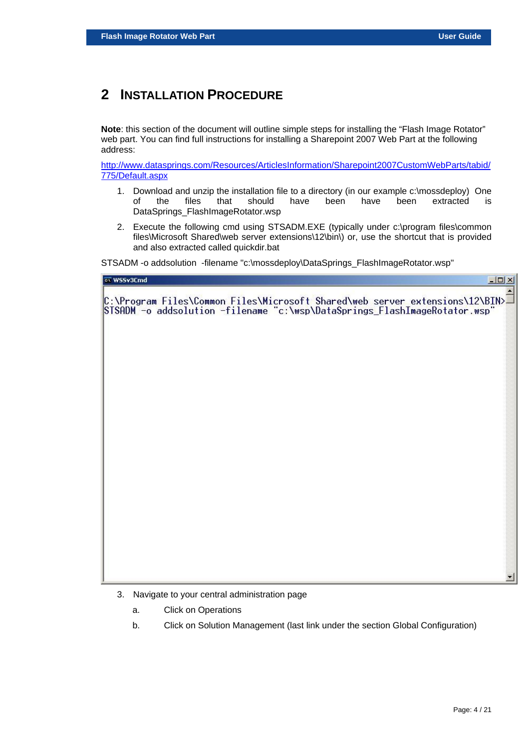# 2 Installation Procedure

**Note**: this section of the document will outline simple steps for installing the "Flash Image Rotator" web part. You can find full instructions for installing a Sharepoint 2007 Web Part at the following address:

[http://www.datasprings.com/Resources/ArticlesInformation/Sharepoint2007CustomWebParts/tabid/775/Default.aspx](http://www.datasprings.com/Resources/ArticlesInformation/Sharepoint2007CustomWebParts/tabid/775/Default.aspx)

1. Download and unzip the installation file to a directory (in our example c:\mossdeploy) One of the files that should have been have been extracted is DataSprings_FlashImageRotator.wsp
2. Execute the following cmd using STSADM.EXE (typically under c:\program files\common files\Microsoft Shared\web server extensions\12\bin\) or, use the shortcut that is provided and also extracted called quickdir.bat

STSADM -o addsolution -filename "c:\mossdeploy\DataSprings_FlashImageRotator.wsp"

```
WSSv3Cmd

C:\Program Files\Common Files\Microsoft Shared\web server extensions\12\BIN>
STSADM -o addsolution -filename "c:\wsp\DataSprings_FlashImageRotator.wsp"
```

3. Navigate to your central administration page
   a. Click on Operations
   b. Click on Solution Management (last link under the section Global Configuration)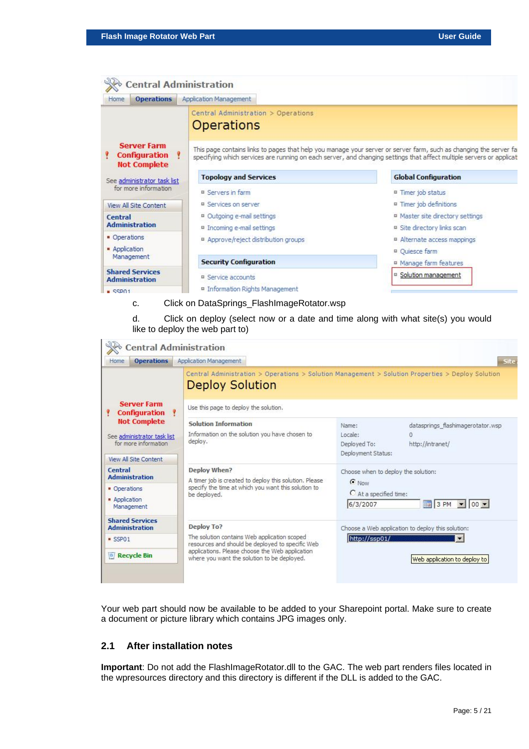c. Click on DataSprings_FlashImageRotator.wsp

d. Click on deploy (select now or a date and time along with what site(s) you would like to deploy the web part to)

Your web part should now be available to be added to your Sharepoint portal. Make sure to create a document or picture library which contains JPG images only.

## 2.1 After installation notes

**Important**: Do not add the FlashImageRotator.dll to the GAC. The web part renders files located in the wpresources directory and this directory is different if the DLL is added to the GAC.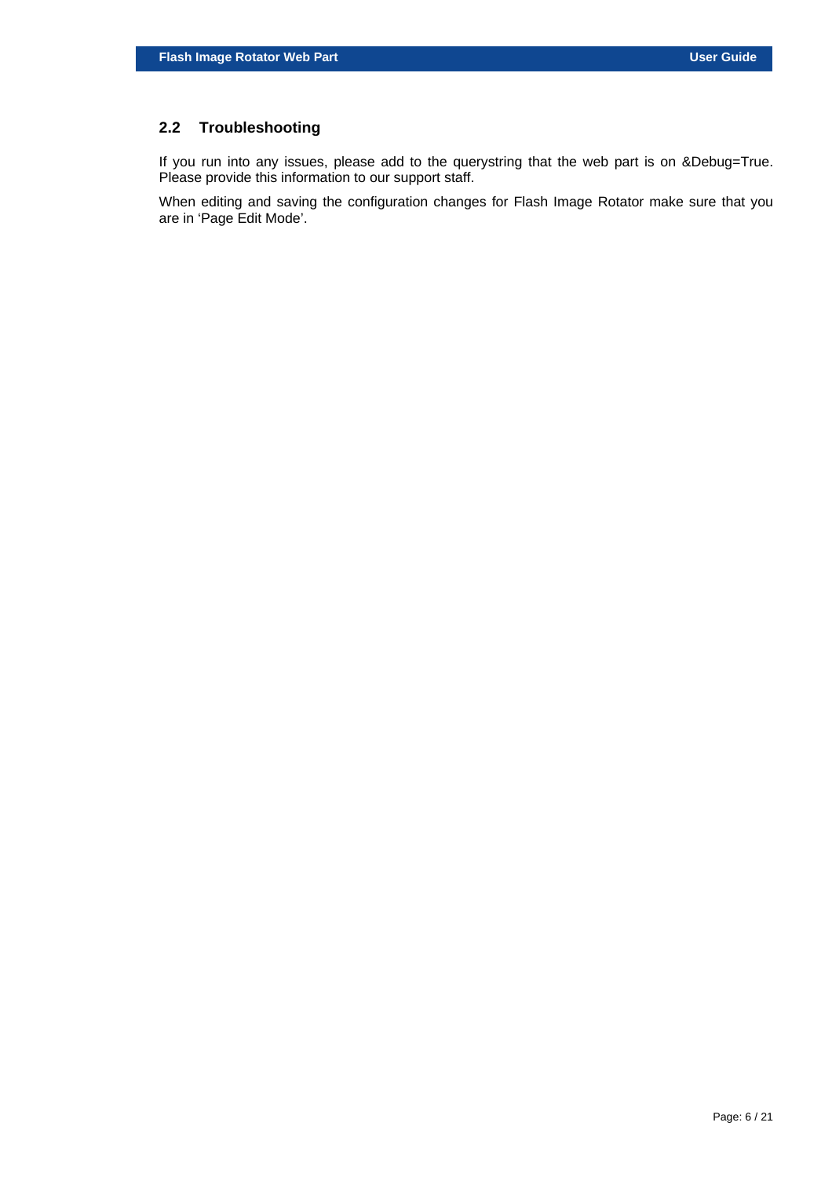## 2.2 Troubleshooting

If you run into any issues, please add to the querystring that the web part is on &Debug=True. Please provide this information to our support staff.

When editing and saving the configuration changes for Flash Image Rotator make sure that you are in 'Page Edit Mode'.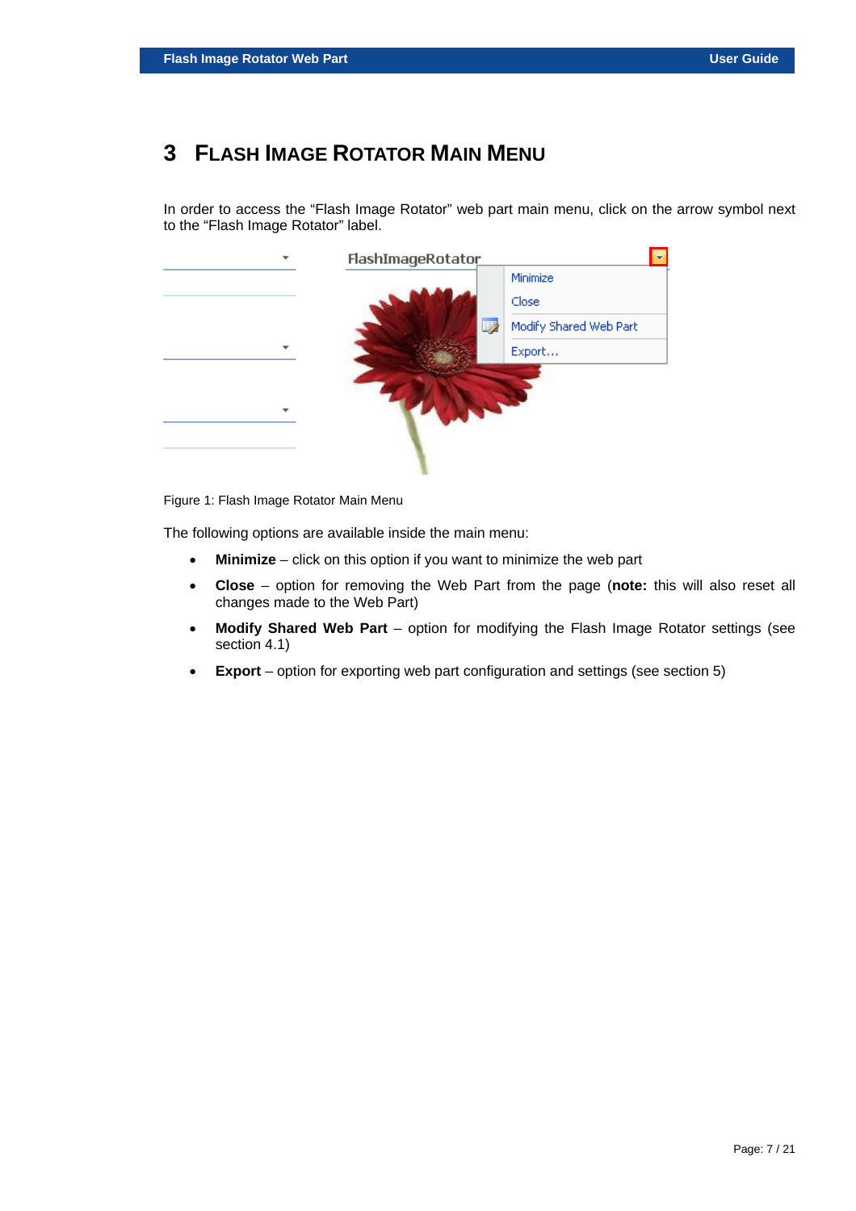# 3 Flash Image Rotator Main Menu

In order to access the “Flash Image Rotator” web part main menu, click on the arrow symbol next to the “Flash Image Rotator” label.

Figure 1: Flash Image Rotator Main Menu

The following options are available inside the main menu:

- **Minimize** – click on this option if you want to minimize the web part
- **Close** – option for removing the Web Part from the page (**note:** this will also reset all changes made to the Web Part)
- **Modify Shared Web Part** – option for modifying the Flash Image Rotator settings (see section 4.1)
- **Export** – option for exporting web part configuration and settings (see section 5)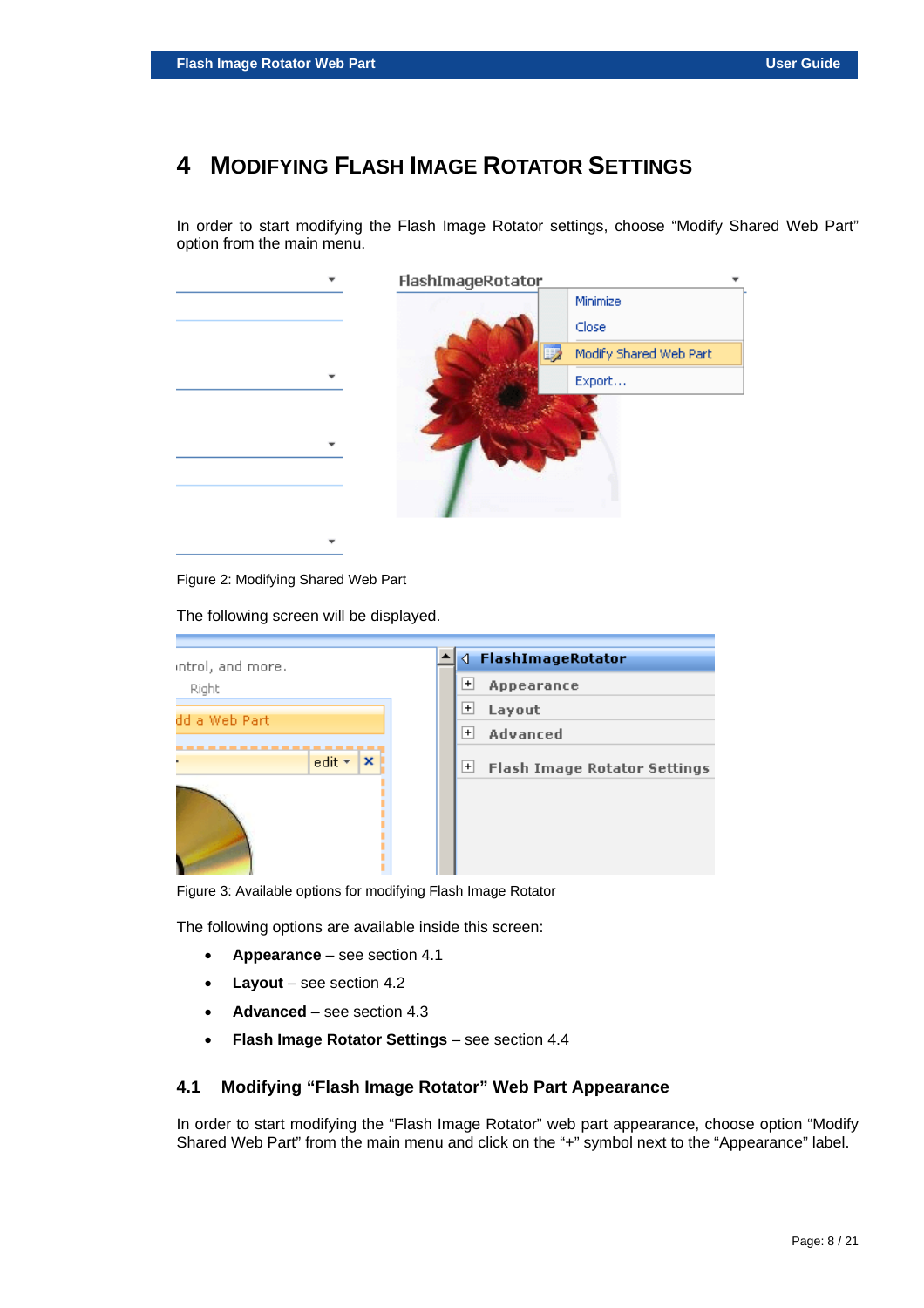# 4 MODIFYING FLASH IMAGE ROTATOR SETTINGS

In order to start modifying the Flash Image Rotator settings, choose “Modify Shared Web Part” option from the main menu.

Figure 2: Modifying Shared Web Part

The following screen will be displayed.

Figure 3: Available options for modifying Flash Image Rotator

The following options are available inside this screen:

- **Appearance** – see section 4.1
- **Layout** – see section 4.2
- **Advanced** – see section 4.3
- **Flash Image Rotator Settings** – see section 4.4

## 4.1 Modifying “Flash Image Rotator” Web Part Appearance

In order to start modifying the “Flash Image Rotator” web part appearance, choose option “Modify Shared Web Part” from the main menu and click on the “+” symbol next to the “Appearance” label.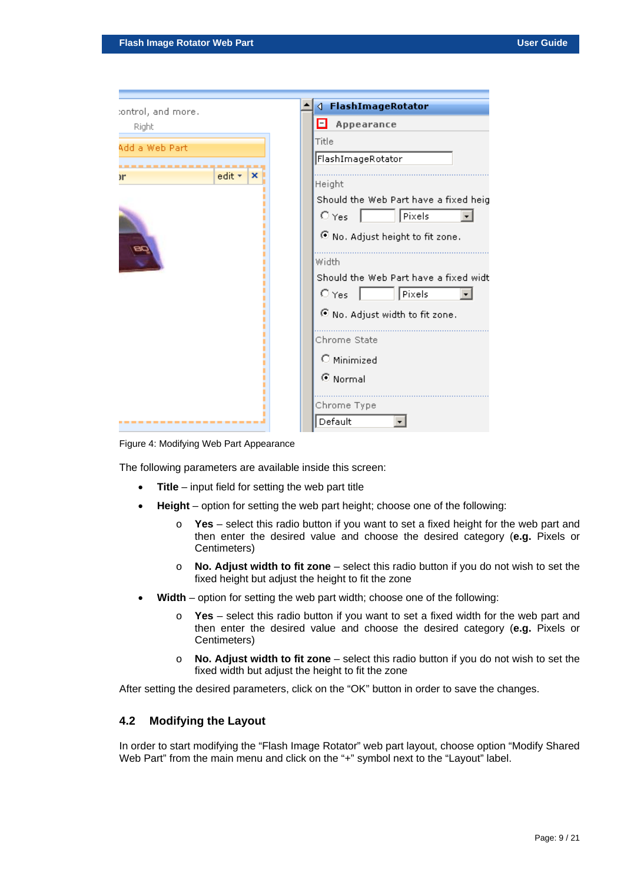Figure 4: Modifying Web Part Appearance

The following parameters are available inside this screen:

- **Title** – input field for setting the web part title
- **Height** – option for setting the web part height; choose one of the following:
  - **Yes** – select this radio button if you want to set a fixed height for the web part and then enter the desired value and choose the desired category (**e.g.** Pixels or Centimeters)
  - **No. Adjust width to fit zone** – select this radio button if you do not wish to set the fixed height but adjust the height to fit the zone
- **Width** – option for setting the web part width; choose one of the following:
  - **Yes** – select this radio button if you want to set a fixed width for the web part and then enter the desired value and choose the desired category (**e.g.** Pixels or Centimeters)
  - **No. Adjust width to fit zone** – select this radio button if you do not wish to set the fixed width but adjust the height to fit the zone

After setting the desired parameters, click on the “OK” button in order to save the changes.

## 4.2 Modifying the Layout

In order to start modifying the “Flash Image Rotator” web part layout, choose option “Modify Shared Web Part” from the main menu and click on the “+” symbol next to the “Layout” label.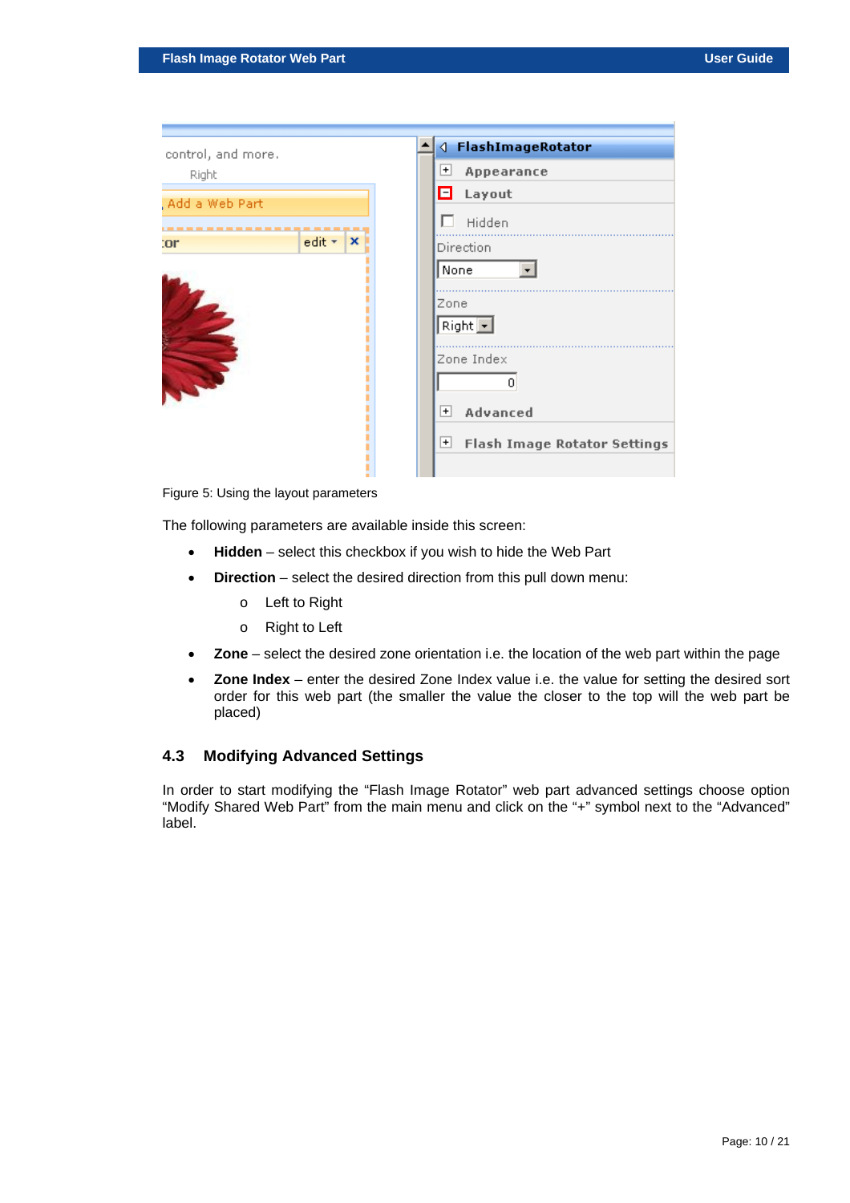Figure 5: Using the layout parameters

The following parameters are available inside this screen:

- **Hidden** – select this checkbox if you wish to hide the Web Part
- **Direction** – select the desired direction from this pull down menu:
  - Left to Right
  - Right to Left
- **Zone** – select the desired zone orientation i.e. the location of the web part within the page
- **Zone Index** – enter the desired Zone Index value i.e. the value for setting the desired sort order for this web part (the smaller the value the closer to the top will the web part be placed)

## 4.3 Modifying Advanced Settings

In order to start modifying the “Flash Image Rotator” web part advanced settings choose option “Modify Shared Web Part” from the main menu and click on the “+” symbol next to the “Advanced” label.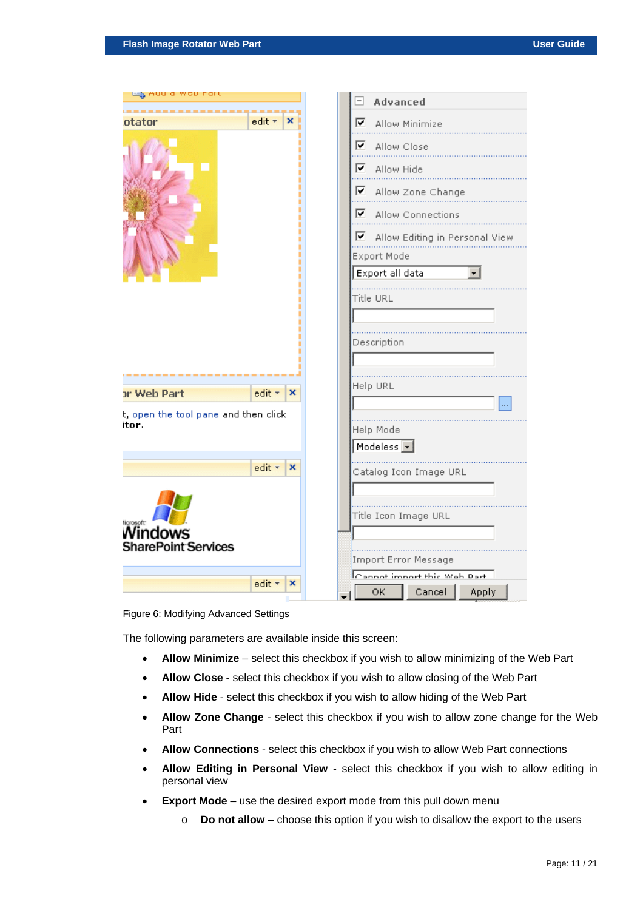Figure 6: Modifying Advanced Settings

The following parameters are available inside this screen:

- **Allow Minimize** – select this checkbox if you wish to allow minimizing of the Web Part
- **Allow Close** - select this checkbox if you wish to allow closing of the Web Part
- **Allow Hide** - select this checkbox if you wish to allow hiding of the Web Part
- **Allow Zone Change** - select this checkbox if you wish to allow zone change for the Web Part
- **Allow Connections** - select this checkbox if you wish to allow Web Part connections
- **Allow Editing in Personal View** - select this checkbox if you wish to allow editing in personal view
- **Export Mode** – use the desired export mode from this pull down menu
    - **Do not allow** – choose this option if you wish to disallow the export to the users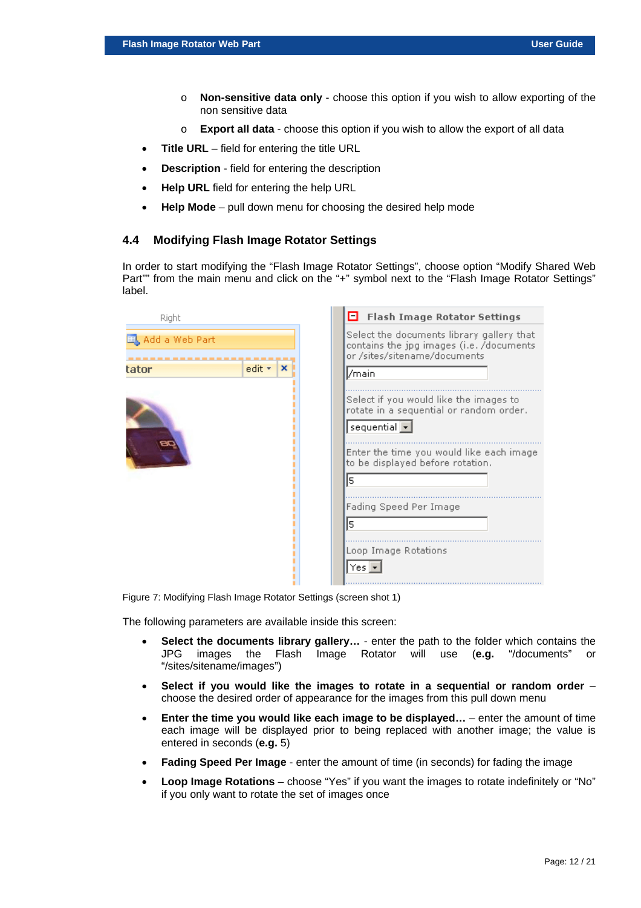- **Non-sensitive data only** - choose this option if you wish to allow exporting of the non sensitive data
   - **Export all data** - choose this option if you wish to allow the export of all data

- **Title URL** – field for entering the title URL
- **Description** - field for entering the description
- **Help URL** field for entering the help URL
- **Help Mode** – pull down menu for choosing the desired help mode

## 4.4 Modifying Flash Image Rotator Settings

In order to start modifying the “Flash Image Rotator Settings”, choose option “Modify Shared Web Part”” from the main menu and click on the “+” symbol next to the “Flash Image Rotator Settings” label.

Figure 7: Modifying Flash Image Rotator Settings (screen shot 1)

The following parameters are available inside this screen:

- **Select the documents library gallery…** - enter the path to the folder which contains the JPG images the Flash Image Rotator will use (**e.g.** “/documents” or “/sites/sitename/images”)
- **Select if you would like the images to rotate in a sequential or random order** – choose the desired order of appearance for the images from this pull down menu
- **Enter the time you would like each image to be displayed…** – enter the amount of time each image will be displayed prior to being replaced with another image; the value is entered in seconds (**e.g.** 5)
- **Fading Speed Per Image** - enter the amount of time (in seconds) for fading the image
- **Loop Image Rotations** – choose “Yes” if you want the images to rotate indefinitely or “No” if you only want to rotate the set of images once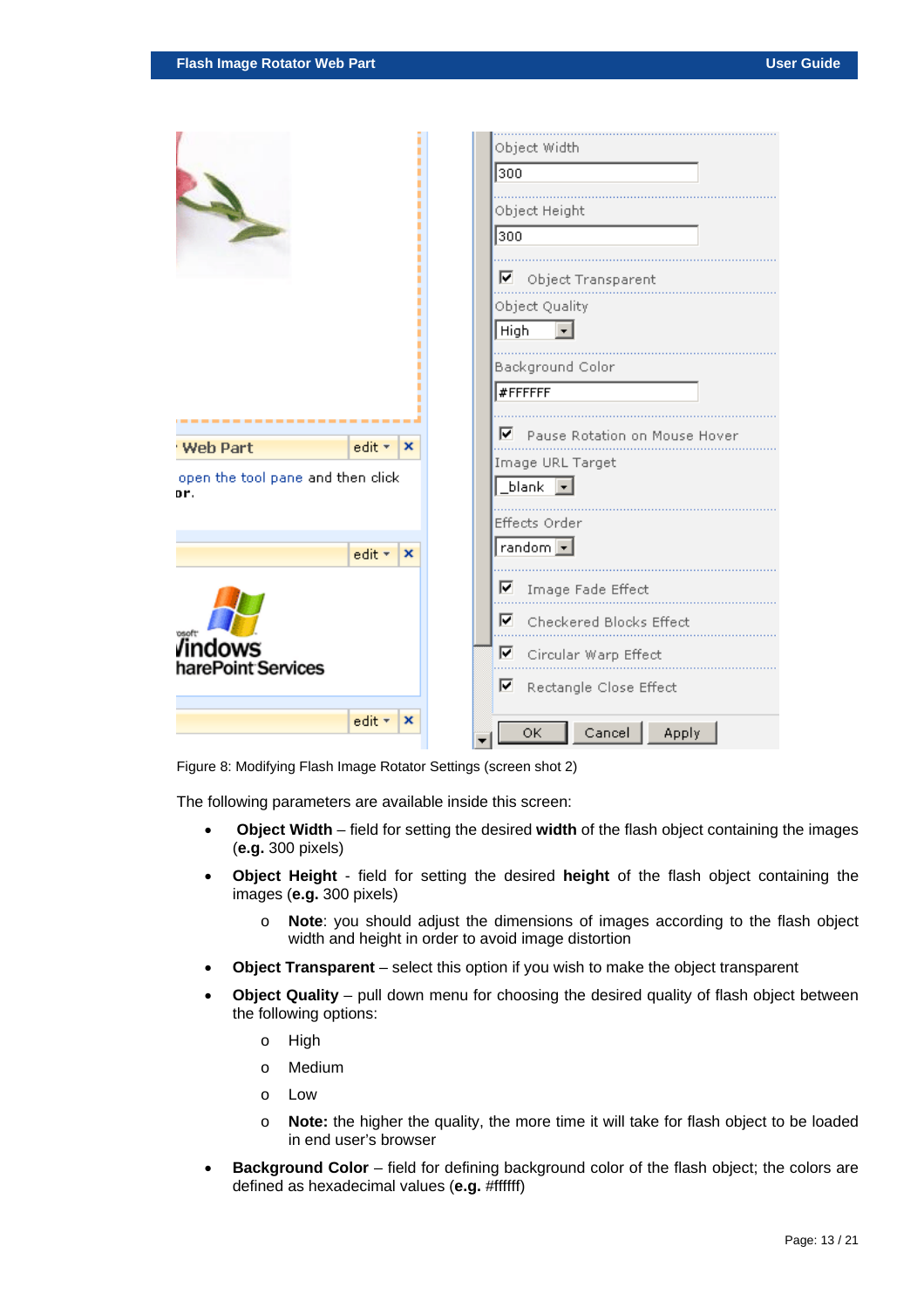Figure 8: Modifying Flash Image Rotator Settings (screen shot 2)

The following parameters are available inside this screen:

- **Object Width** – field for setting the desired **width** of the flash object containing the images (**e.g.** 300 pixels)
- **Object Height** - field for setting the desired **height** of the flash object containing the images (**e.g.** 300 pixels)
  - **Note**: you should adjust the dimensions of images according to the flash object width and height in order to avoid image distortion
- **Object Transparent** – select this option if you wish to make the object transparent
- **Object Quality** – pull down menu for choosing the desired quality of flash object between the following options:
  - High
  - Medium
  - Low
  - **Note:** the higher the quality, the more time it will take for flash object to be loaded in end user's browser
- **Background Color** – field for defining background color of the flash object; the colors are defined as hexadecimal values (**e.g.** #ffffff)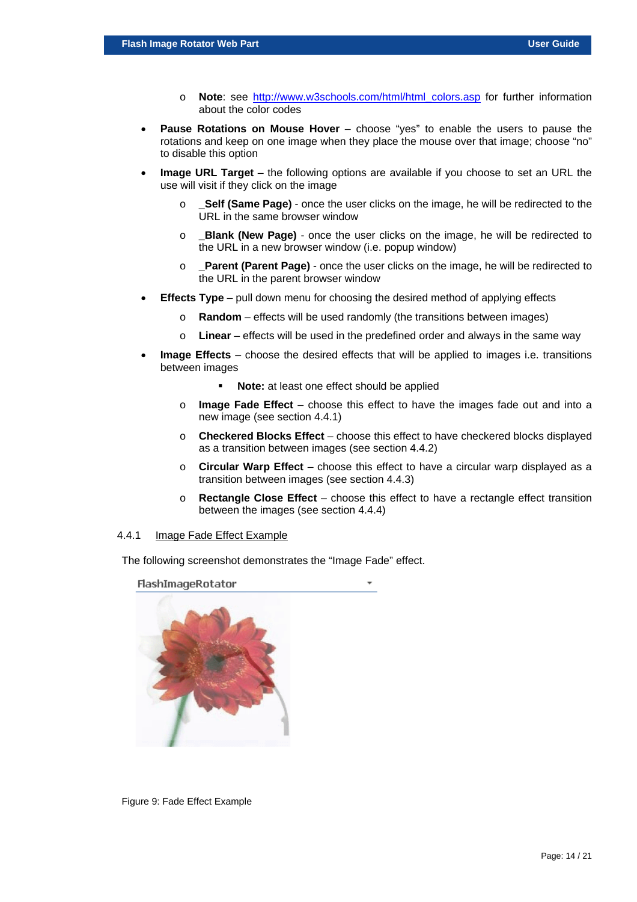- **Note**: see http://www.w3schools.com/html/html_colors.asp for further information about the color codes

- **Pause Rotations on Mouse Hover** – choose "yes" to enable the users to pause the rotations and keep on one image when they place the mouse over that image; choose "no" to disable this option
- **Image URL Target** – the following options are available if you choose to set an URL the use will visit if they click on the image
  - **_Self (Same Page)** - once the user clicks on the image, he will be redirected to the URL in the same browser window
  - **_Blank (New Page)** - once the user clicks on the image, he will be redirected to the URL in a new browser window (i.e. popup window)
  - **_Parent (Parent Page)** - once the user clicks on the image, he will be redirected to the URL in the parent browser window
- **Effects Type** – pull down menu for choosing the desired method of applying effects
  - **Random** – effects will be used randomly (the transitions between images)
  - **Linear** – effects will be used in the predefined order and always in the same way
- **Image Effects** – choose the desired effects that will be applied to images i.e. transitions between images
    - **Note:** at least one effect should be applied
  - **Image Fade Effect** – choose this effect to have the images fade out and into a new image (see section 4.4.1)
  - **Checkered Blocks Effect** – choose this effect to have checkered blocks displayed as a transition between images (see section 4.4.2)
  - **Circular Warp Effect** – choose this effect to have a circular warp displayed as a transition between images (see section 4.4.3)
  - **Rectangle Close Effect** – choose this effect to have a rectangle effect transition between the images (see section 4.4.4)

### 4.4.1 Image Fade Effect Example

The following screenshot demonstrates the "Image Fade" effect.

Figure 9: Fade Effect Example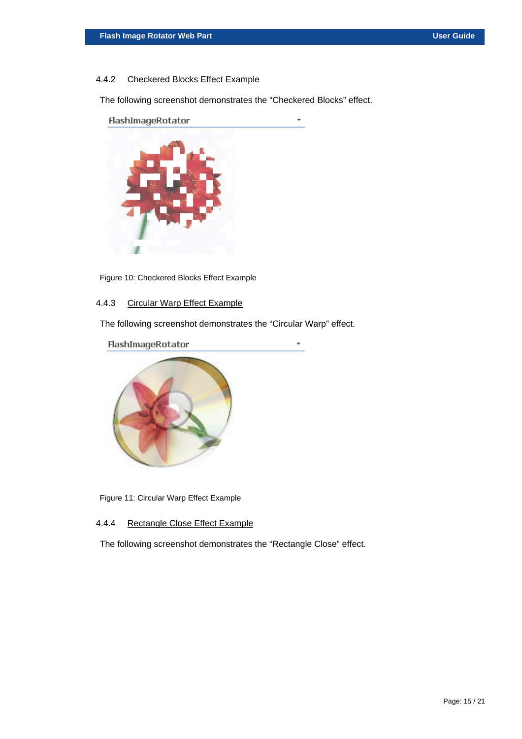### 4.4.2 Checkered Blocks Effect Example

The following screenshot demonstrates the "Checkered Blocks" effect.

FlashImageRotator

Figure 10: Checkered Blocks Effect Example

### 4.4.3 Circular Warp Effect Example

The following screenshot demonstrates the "Circular Warp" effect.

FlashImageRotator

Figure 11: Circular Warp Effect Example

### 4.4.4 Rectangle Close Effect Example

The following screenshot demonstrates the "Rectangle Close" effect.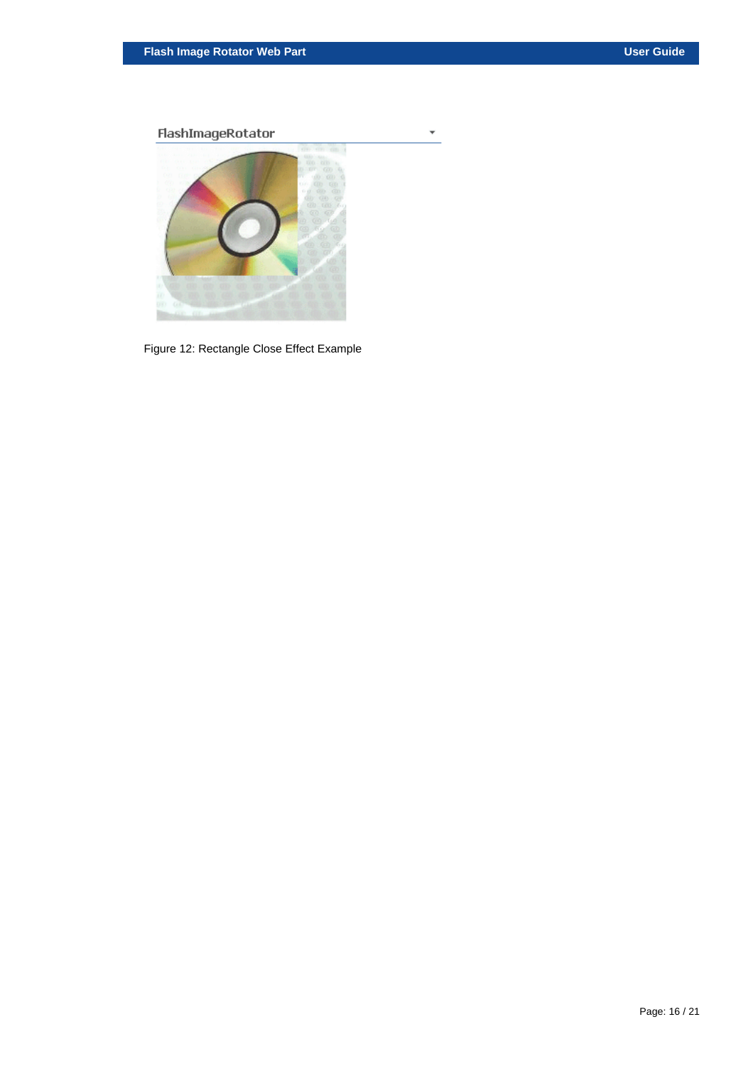Figure 12: Rectangle Close Effect Example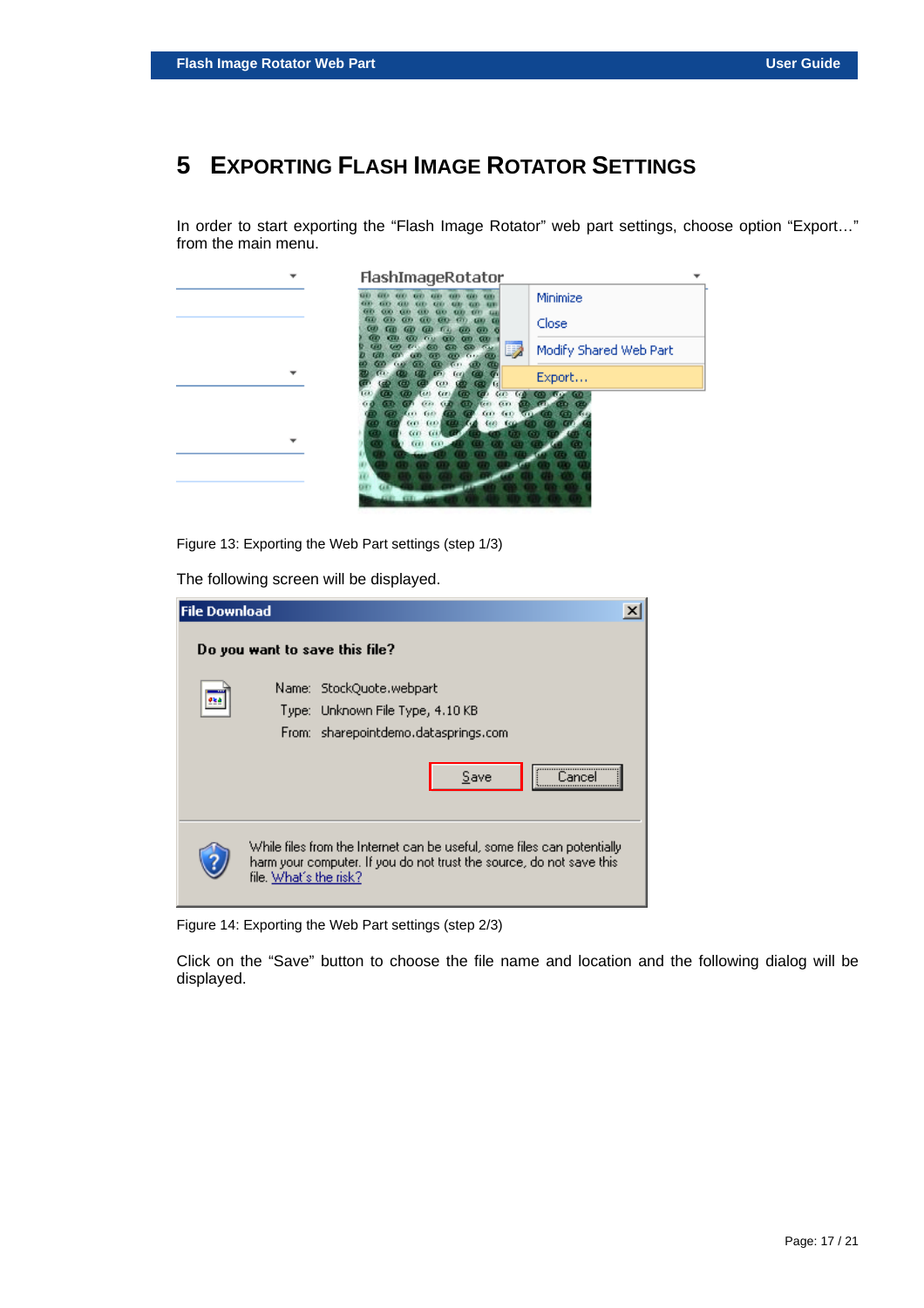# 5 EXPORTING FLASH IMAGE ROTATOR SETTINGS

In order to start exporting the “Flash Image Rotator” web part settings, choose option “Export…” from the main menu.

Figure 13: Exporting the Web Part settings (step 1/3)

The following screen will be displayed.

Figure 14: Exporting the Web Part settings (step 2/3)

Click on the “Save” button to choose the file name and location and the following dialog will be displayed.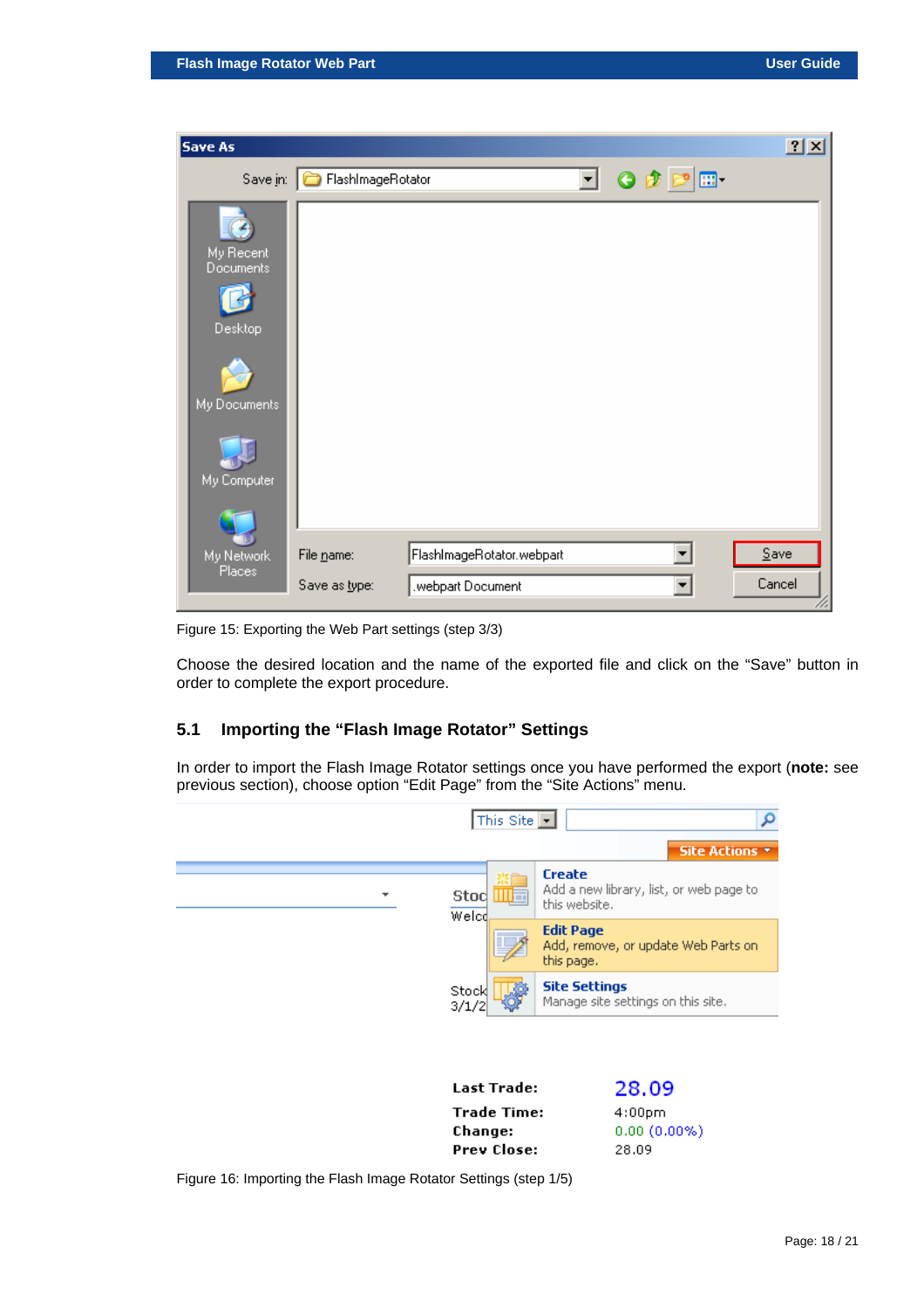Figure 15: Exporting the Web Part settings (step 3/3)

Choose the desired location and the name of the exported file and click on the “Save” button in order to complete the export procedure.

## 5.1 Importing the “Flash Image Rotator” Settings

In order to import the Flash Image Rotator settings once you have performed the export (**note:** see previous section), choose option “Edit Page” from the “Site Actions” menu.

Figure 16: Importing the Flash Image Rotator Settings (step 1/5)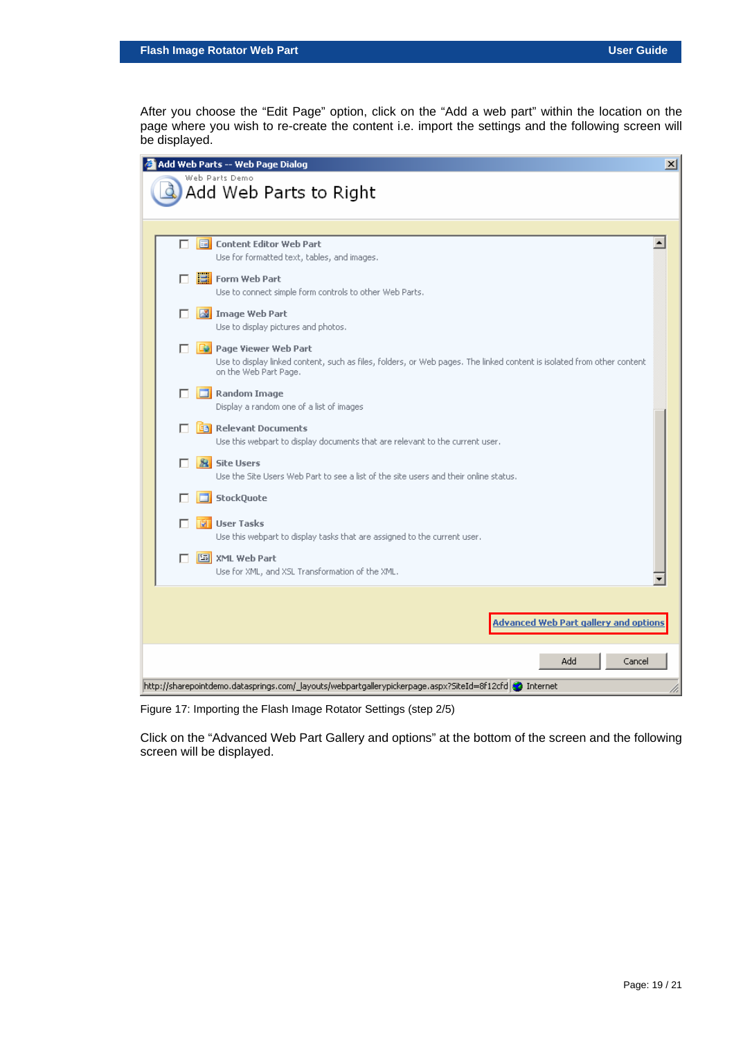After you choose the “Edit Page” option, click on the “Add a web part” within the location on the page where you wish to re-create the content i.e. import the settings and the following screen will be displayed.

Figure 17: Importing the Flash Image Rotator Settings (step 2/5)

Click on the “Advanced Web Part Gallery and options” at the bottom of the screen and the following screen will be displayed.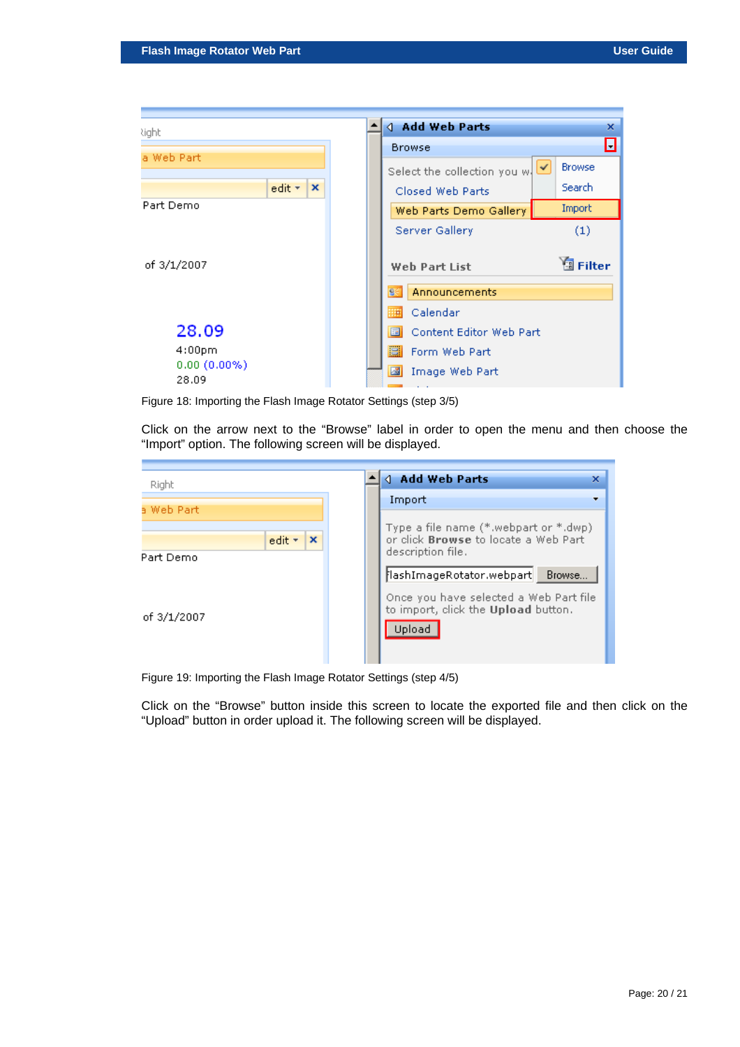Figure 18: Importing the Flash Image Rotator Settings (step 3/5)

Click on the arrow next to the "Browse" label in order to open the menu and then choose the "Import" option. The following screen will be displayed.

Figure 19: Importing the Flash Image Rotator Settings (step 4/5)

Click on the "Browse" button inside this screen to locate the exported file and then click on the "Upload" button in order upload it. The following screen will be displayed.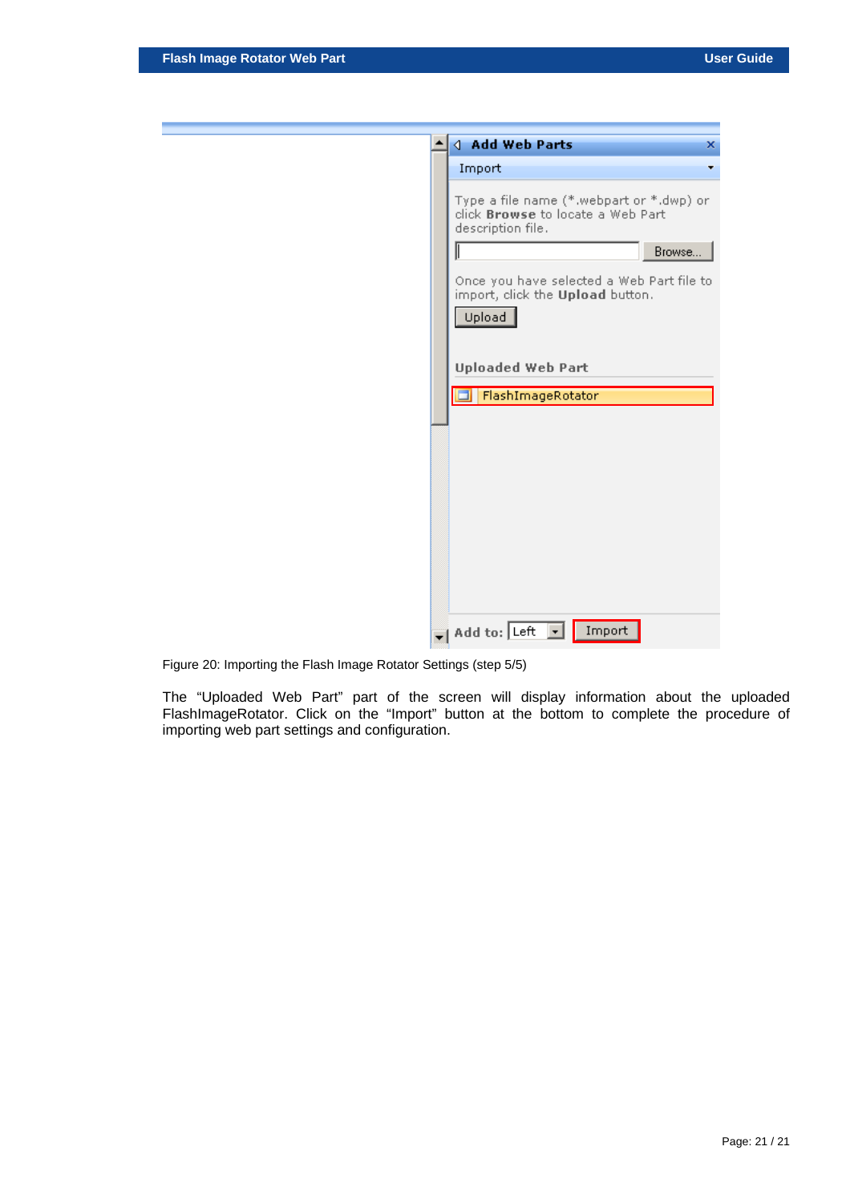Add Web Parts

Import

Type a file name (*.webpart or *.dwp) or click **Browse** to locate a Web Part description file.

Browse...

Once you have selected a Web Part file to import, click the **Upload** button.

Upload

**Uploaded Web Part**

FlashImageRotator

**Add to:** Left Import

Figure 20: Importing the Flash Image Rotator Settings (step 5/5)

The “Uploaded Web Part” part of the screen will display information about the uploaded FlashImageRotator. Click on the “Import” button at the bottom to complete the procedure of importing web part settings and configuration.